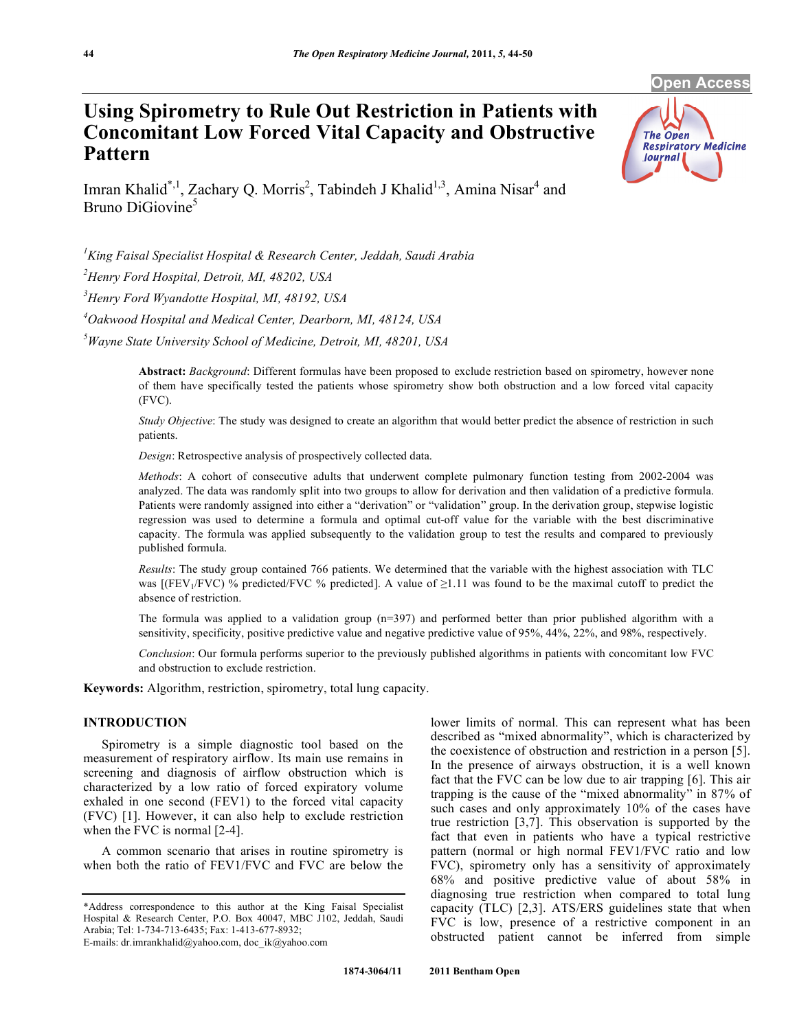# Using Spirometry to Rule Out Restriction in Patients with Concomitant Low Forced Vital Capacity and Obstructive Pattern

Imran Khalid[*,1], Zachary Q. Morris[2], Tabindeh J Khalid[1,3], Amina Nisar[4] and Bruno DiGiovine[5]

[1]*King Faisal Specialist Hospital & Research Center, Jeddah, Saudi Arabia*

[2]*Henry Ford Hospital, Detroit, MI, 48202, USA*

[3]*Henry Ford Wyandotte Hospital, MI, 48192, USA*

[4]*Oakwood Hospital and Medical Center, Dearborn, MI, 48124, USA*

[5]*Wayne State University School of Medicine, Detroit, MI, 48201, USA*

**Abstract:** *Background*: Different formulas have been proposed to exclude restriction based on spirometry, however none of them have specifically tested the patients whose spirometry show both obstruction and a low forced vital capacity (FVC).

*Study Objective*: The study was designed to create an algorithm that would better predict the absence of restriction in such patients.

*Design*: Retrospective analysis of prospectively collected data.

*Methods*: A cohort of consecutive adults that underwent complete pulmonary function testing from 2002-2004 was analyzed. The data was randomly split into two groups to allow for derivation and then validation of a predictive formula. Patients were randomly assigned into either a "derivation" or "validation" group. In the derivation group, stepwise logistic regression was used to determine a formula and optimal cut-off value for the variable with the best discriminative capacity. The formula was applied subsequently to the validation group to test the results and compared to previously published formula.

*Results*: The study group contained 766 patients. We determined that the variable with the highest association with TLC was [($FEV_1$/FVC) % predicted/FVC % predicted]. A value of ≥1.11 was found to be the maximal cutoff to predict the absence of restriction.

The formula was applied to a validation group (n=397) and performed better than prior published algorithm with a sensitivity, specificity, positive predictive value and negative predictive value of 95%, 44%, 22%, and 98%, respectively.

*Conclusion*: Our formula performs superior to the previously published algorithms in patients with concomitant low FVC and obstruction to exclude restriction.

**Keywords:** Algorithm, restriction, spirometry, total lung capacity.

## INTRODUCTION

Spirometry is a simple diagnostic tool based on the measurement of respiratory airflow. Its main use remains in screening and diagnosis of airflow obstruction which is characterized by a low ratio of forced expiratory volume exhaled in one second (FEV1) to the forced vital capacity (FVC) [1]. However, it can also help to exclude restriction when the FVC is normal [2-4].

A common scenario that arises in routine spirometry is when both the ratio of FEV1/FVC and FVC are below the lower limits of normal. This can represent what has been described as "mixed abnormality", which is characterized by the coexistence of obstruction and restriction in a person [5]. In the presence of airways obstruction, it is a well known fact that the FVC can be low due to air trapping [6]. This air trapping is the cause of the "mixed abnormality" in 87% of such cases and only approximately 10% of the cases have true restriction [3,7]. This observation is supported by the fact that even in patients who have a typical restrictive pattern (normal or high normal FEV1/FVC ratio and low FVC), spirometry only has a sensitivity of approximately 68% and positive predictive value of about 58% in diagnosing true restriction when compared to total lung capacity (TLC) [2,3]. ATS/ERS guidelines state that when FVC is low, presence of a restrictive component in an obstructed patient cannot be inferred from simple

*Address correspondence to this author at the King Faisal Specialist Hospital & Research Center, P.O. Box 40047, MBC J102, Jeddah, Saudi Arabia; Tel: 1-734-713-6435; Fax: 1-413-677-8932;
E-mails: dr.imrankhalid@yahoo.com, doc_ik@yahoo.com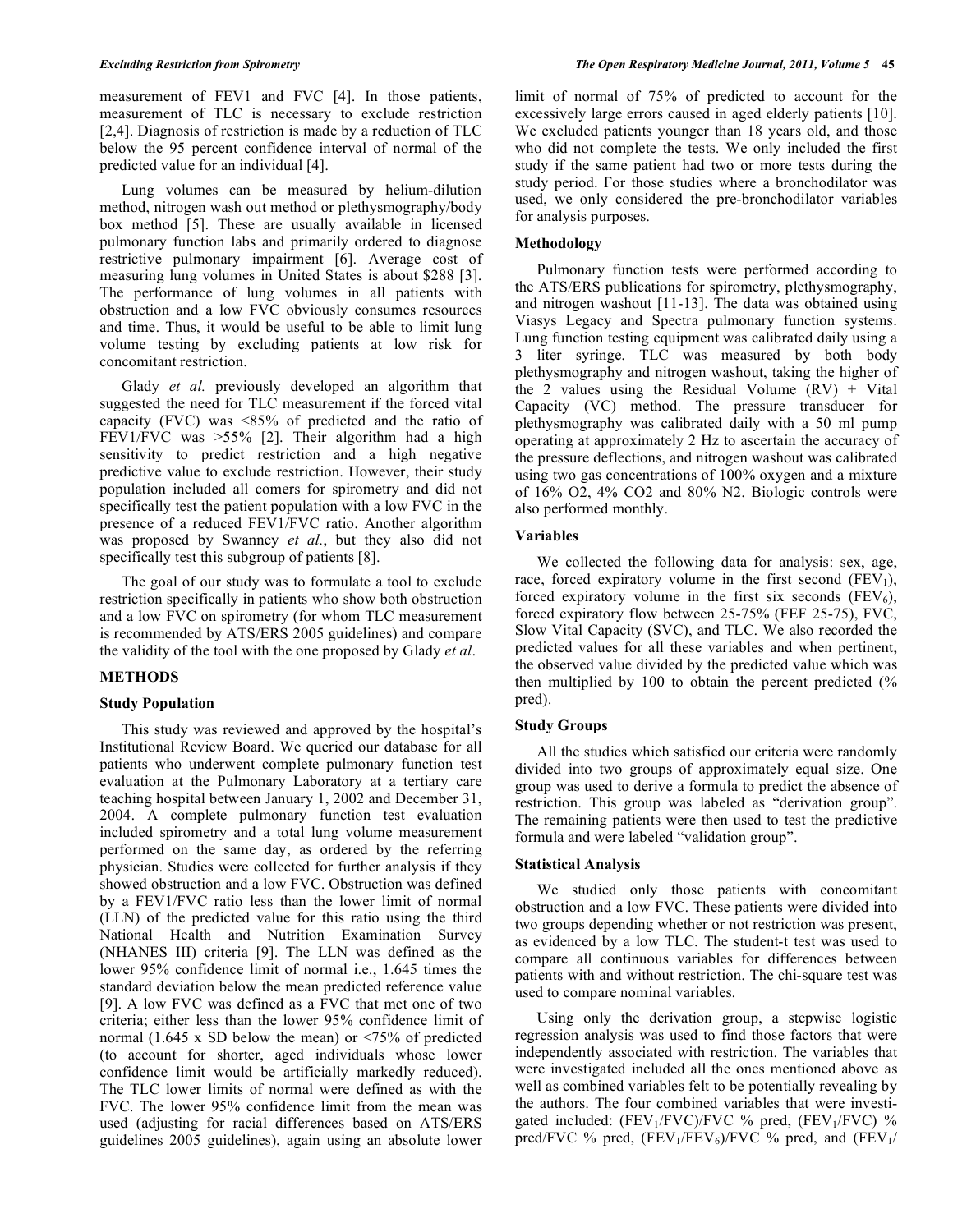measurement of FEV1 and FVC [4]. In those patients, measurement of TLC is necessary to exclude restriction [2,4]. Diagnosis of restriction is made by a reduction of TLC below the 95 percent confidence interval of normal of the predicted value for an individual [4].

Lung volumes can be measured by helium-dilution method, nitrogen wash out method or plethysmography/body box method [5]. These are usually available in licensed pulmonary function labs and primarily ordered to diagnose restrictive pulmonary impairment [6]. Average cost of measuring lung volumes in United States is about $288 [3]. The performance of lung volumes in all patients with obstruction and a low FVC obviously consumes resources and time. Thus, it would be useful to be able to limit lung volume testing by excluding patients at low risk for concomitant restriction.

Glady *et al.* previously developed an algorithm that suggested the need for TLC measurement if the forced vital capacity (FVC) was <85% of predicted and the ratio of FEV1/FVC was >55% [2]. Their algorithm had a high sensitivity to predict restriction and a high negative predictive value to exclude restriction. However, their study population included all comers for spirometry and did not specifically test the patient population with a low FVC in the presence of a reduced FEV1/FVC ratio. Another algorithm was proposed by Swanney *et al.*, but they also did not specifically test this subgroup of patients [8].

The goal of our study was to formulate a tool to exclude restriction specifically in patients who show both obstruction and a low FVC on spirometry (for whom TLC measurement is recommended by ATS/ERS 2005 guidelines) and compare the validity of the tool with the one proposed by Glady *et al*.

## METHODS

### Study Population

This study was reviewed and approved by the hospital's Institutional Review Board. We queried our database for all patients who underwent complete pulmonary function test evaluation at the Pulmonary Laboratory at a tertiary care teaching hospital between January 1, 2002 and December 31, 2004. A complete pulmonary function test evaluation included spirometry and a total lung volume measurement performed on the same day, as ordered by the referring physician. Studies were collected for further analysis if they showed obstruction and a low FVC. Obstruction was defined by a FEV1/FVC ratio less than the lower limit of normal (LLN) of the predicted value for this ratio using the third National Health and Nutrition Examination Survey (NHANES III) criteria [9]. The LLN was defined as the lower 95% confidence limit of normal i.e., 1.645 times the standard deviation below the mean predicted reference value [9]. A low FVC was defined as a FVC that met one of two criteria; either less than the lower 95% confidence limit of normal (1.645 x SD below the mean) or <75% of predicted (to account for shorter, aged individuals whose lower confidence limit would be artificially markedly reduced). The TLC lower limits of normal were defined as with the FVC. The lower 95% confidence limit from the mean was used (adjusting for racial differences based on ATS/ERS guidelines 2005 guidelines), again using an absolute lower limit of normal of 75% of predicted to account for the excessively large errors caused in aged elderly patients [10]. We excluded patients younger than 18 years old, and those who did not complete the tests. We only included the first study if the same patient had two or more tests during the study period. For those studies where a bronchodilator was used, we only considered the pre-bronchodilator variables for analysis purposes.

### Methodology

Pulmonary function tests were performed according to the ATS/ERS publications for spirometry, plethysmography, and nitrogen washout [11-13]. The data was obtained using Viasys Legacy and Spectra pulmonary function systems. Lung function testing equipment was calibrated daily using a 3 liter syringe. TLC was measured by both body plethysmography and nitrogen washout, taking the higher of the 2 values using the Residual Volume (RV) + Vital Capacity (VC) method. The pressure transducer for plethysmography was calibrated daily with a 50 ml pump operating at approximately 2 Hz to ascertain the accuracy of the pressure deflections, and nitrogen washout was calibrated using two gas concentrations of 100% oxygen and a mixture of 16% $O_2$, 4% $CO_2$ and 80% $N_2$. Biologic controls were also performed monthly.

### Variables

We collected the following data for analysis: sex, age, race, forced expiratory volume in the first second ($FEV_1$), forced expiratory volume in the first six seconds ($FEV_6$), forced expiratory flow between 25-75% (FEF 25-75), FVC, Slow Vital Capacity (SVC), and TLC. We also recorded the predicted values for all these variables and when pertinent, the observed value divided by the predicted value which was then multiplied by 100 to obtain the percent predicted (% pred).

### Study Groups

All the studies which satisfied our criteria were randomly divided into two groups of approximately equal size. One group was used to derive a formula to predict the absence of restriction. This group was labeled as "derivation group". The remaining patients were then used to test the predictive formula and were labeled "validation group".

### Statistical Analysis

We studied only those patients with concomitant obstruction and a low FVC. These patients were divided into two groups depending whether or not restriction was present, as evidenced by a low TLC. The student-t test was used to compare all continuous variables for differences between patients with and without restriction. The chi-square test was used to compare nominal variables.

Using only the derivation group, a stepwise logistic regression analysis was used to find those factors that were independently associated with restriction. The variables that were investigated included all the ones mentioned above as well as combined variables felt to be potentially revealing by the authors. The four combined variables that were investigated included: ($FEV_1$/FVC)/FVC % pred, ($FEV_1$/FVC) % pred/FVC % pred, ($FEV_1$/$FEV_6$)/FVC % pred, and ($FEV_1$/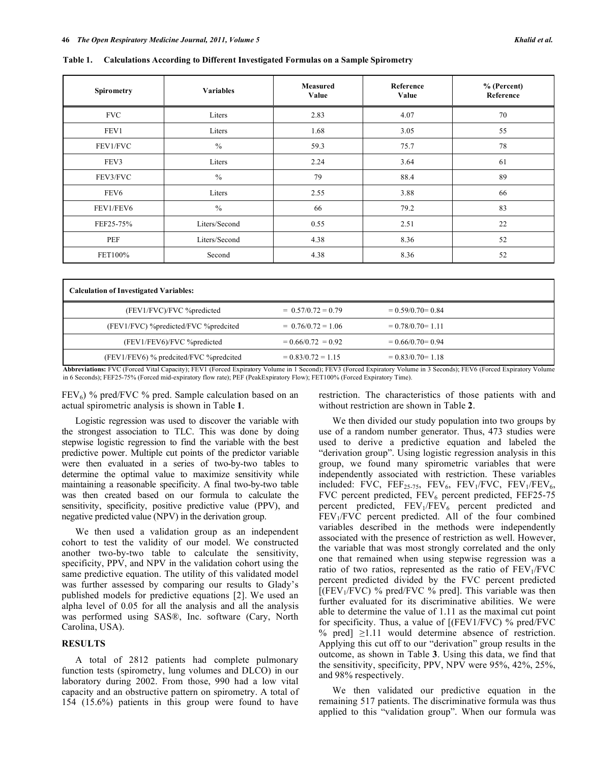**Table 1. Calculations According to Different Investigated Formulas on a Sample Spirometry**

| Spirometry | Variables | Measured Value | Reference Value | % (Percent) Reference |
|---|---|---|---|---|
| FVC | Liters | 2.83 | 4.07 | 70 |
| FEV1 | Liters | 1.68 | 3.05 | 55 |
| FEV1/FVC | % | 59.3 | 75.7 | 78 |
| FEV3 | Liters | 2.24 | 3.64 | 61 |
| FEV3/FVC | % | 79 | 88.4 | 89 |
| FEV6 | Liters | 2.55 | 3.88 | 66 |
| FEV1/FEV6 | % | 66 | 79.2 | 83 |
| FEF25-75% | Liters/Second | 0.55 | 2.51 | 22 |
| PEF | Liters/Second | 4.38 | 8.36 | 52 |
| FET100% | Second | 4.38 | 8.36 | 52 |

| Calculation of Investigated Variables: | | |
|---|---|---|
| (FEV1/FVC)/FVC %predicted | = 0.57/0.72 = 0.79 | = 0.59/0.70= 0.84 |
| (FEV1/FVC) %predicted/FVC %predcited | = 0.76/0.72 = 1.06 | = 0.78/0.70= 1.11 |
| (FEV1/FEV6)/FVC %predicted | = 0.66/0.72 = 0.92 | = 0.66/0.70= 0.94 |
| (FEV1/FEV6) % predcited/FVC %predcited | = 0.83/0.72 = 1.15 | = 0.83/0.70= 1.18 |

**Abbreviations:** FVC (Forced Vital Capacity); FEV1 (Forced Expiratory Volume in 1 Second); FEV3 (Forced Expiratory Volume in 3 Seconds); FEV6 (Forced Expiratory Volume in 6 Seconds); FEF25-75% (Forced mid-expiratory flow rate); PEF (PeakExpiratory Flow); FET100% (Forced Expiratory Time).

$FEV_6$) % pred/FVC % pred. Sample calculation based on an actual spirometric analysis is shown in Table **1**.

Logistic regression was used to discover the variable with the strongest association to TLC. This was done by doing stepwise logistic regression to find the variable with the best predictive power. Multiple cut points of the predictor variable were then evaluated in a series of two-by-two tables to determine the optimal value to maximize sensitivity while maintaining a reasonable specificity. A final two-by-two table was then created based on our formula to calculate the sensitivity, specificity, positive predictive value (PPV), and negative predicted value (NPV) in the derivation group.

We then used a validation group as an independent cohort to test the validity of our model. We constructed another two-by-two table to calculate the sensitivity, specificity, PPV, and NPV in the validation cohort using the same predictive equation. The utility of this validated model was further assessed by comparing our results to Glady's published models for predictive equations [2]. We used an alpha level of 0.05 for all the analysis and all the analysis was performed using SAS®, Inc. software (Cary, North Carolina, USA).

## RESULTS

A total of 2812 patients had complete pulmonary function tests (spirometry, lung volumes and DLCO) in our laboratory during 2002. From those, 990 had a low vital capacity and an obstructive pattern on spirometry. A total of 154 (15.6%) patients in this group were found to have restriction. The characteristics of those patients with and without restriction are shown in Table **2**.

We then divided our study population into two groups by use of a random number generator. Thus, 473 studies were used to derive a predictive equation and labeled the "derivation group". Using logistic regression analysis in this group, we found many spirometric variables that were independently associated with restriction. These variables included: FVC, $FEF_{25-75}$, $FEV_6$, $FEV_1$/FVC, $FEV_1/FEV_6$, FVC percent predicted, $FEV_6$ percent predicted, FEF25-75 percent predicted, $FEV_1/FEV_6$ percent predicted and $FEV_1$/FVC percent predicted. All of the four combined variables described in the methods were independently associated with the presence of restriction as well. However, the variable that was most strongly correlated and the only one that remained when using stepwise regression was a ratio of two ratios, represented as the ratio of $FEV_1$/FVC percent predicted divided by the FVC percent predicted [($FEV_1$/FVC) % pred/FVC % pred]. This variable was then further evaluated for its discriminative abilities. We were able to determine the value of 1.11 as the maximal cut point for specificity. Thus, a value of [(FEV1/FVC) % pred/FVC % pred] $\geq$1.11 would determine absence of restriction. Applying this cut off to our "derivation" group results in the outcome, as shown in Table **3**. Using this data, we find that the sensitivity, specificity, PPV, NPV were 95%, 42%, 25%, and 98% respectively.

We then validated our predictive equation in the remaining 517 patients. The discriminative formula was thus applied to this "validation group". When our formula was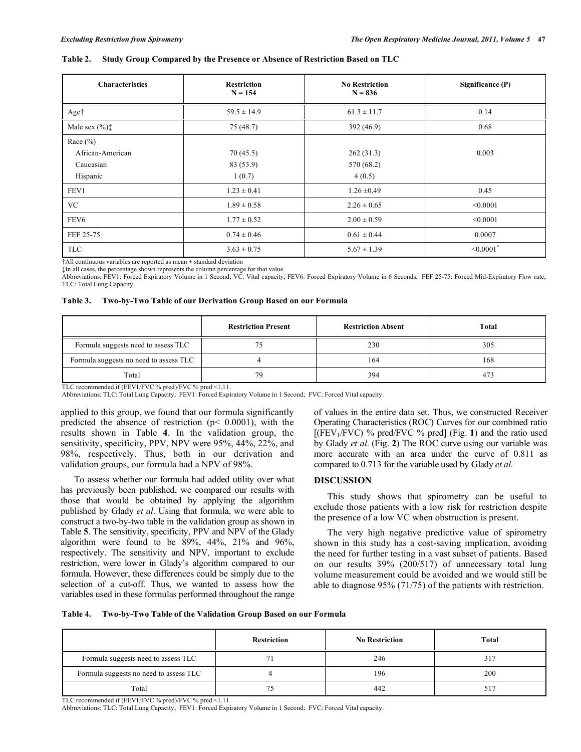**Table 2. Study Group Compared by the Presence or Absence of Restriction Based on TLC**

| Characteristics | Restriction N = 154 | No Restriction N = 836 | Significance (P) |
|---|---|---|---|
| Age† | 59.5 ± 14.9 | 61.3 ± 11.7 | 0.14 |
| Male sex (%)‡ | 75 (48.7) | 392 (46.9) | 0.68 |
| Race (%) | | | 0.003 |
| African-American | 70 (45.5) | 262 (31.3) | |
| Caucasian | 83 (53.9) | 570 (68.2) | |
| Hispanic | 1 (0.7) | 4 (0.5) | |
| FEV1 | 1.23 ± 0.41 | 1.26 ±0.49 | 0.45 |
| VC | 1.89 ± 0.58 | 2.26 ± 0.65 | <0.0001 |
| FEV6 | 1.77 ± 0.52 | 2.00 ± 0.59 | <0.0001 |
| FEF 25-75 | 0.74 ± 0.46 | 0.61 ± 0.44 | 0.0007 |
| TLC | 3.63 ± 0.75 | 5.67 ± 1.39 | <0.0001* |

†All continuous variables are reported as mean ± standard deviation
‡In all cases, the percentage shown represents the column percentage for that value.
Abbreviations: FEV1: Forced Expiratory Volume in 1 Second; VC: Vital capacity; FEV6: Forced Expiratory Volume in 6 Seconds; FEF 25-75: Forced Mid-Expiratory Flow rate; TLC: Total Lung Capacity.

**Table 3. Two-by-Two Table of our Derivation Group Based on our Formula**

| | Restriction Present | Restriction Absent | Total |
|---|---|---|---|
| Formula suggests need to assess TLC | 75 | 230 | 305 |
| Formula suggests no need to assess TLC | 4 | 164 | 168 |
| Total | 79 | 394 | 473 |

TLC recommended if (FEV1/FVC % pred)/FVC % pred <1.11.
Abbreviations: TLC: Total Lung Capacity; FEV1: Forced Expiratory Volume in 1 Second; FVC: Forced Vital capacity.

applied to this group, we found that our formula significantly predicted the absence of restriction ($p < 0.0001$), with the results shown in Table **4**. In the validation group, the sensitivity, specificity, PPV, NPV were 95%, 44%, 22%, and 98%, respectively. Thus, both in our derivation and validation groups, our formula had a NPV of 98%.

To assess whether our formula had added utility over what has previously been published, we compared our results with those that would be obtained by applying the algorithm published by Glady *et al*. Using that formula, we were able to construct a two-by-two table in the validation group as shown in Table **5**. The sensitivity, specificity, PPV and NPV of the Glady algorithm were found to be 89%, 44%, 21% and 96%, respectively. The sensitivity and NPV, important to exclude restriction, were lower in Glady's algorithm compared to our formula. However, these differences could be simply due to the selection of a cut-off. Thus, we wanted to assess how the variables used in these formulas performed throughout the range of values in the entire data set. Thus, we constructed Receiver Operating Characteristics (ROC) Curves for our combined ratio [($FEV_1$/FVC) % pred/FVC % pred] (Fig. **1**) and the ratio used by Glady *et al*. (Fig. **2**) The ROC curve using our variable was more accurate with an area under the curve of 0.811 as compared to 0.713 for the variable used by Glady *et al*.

## DISCUSSION

This study shows that spirometry can be useful to exclude those patients with a low risk for restriction despite the presence of a low VC when obstruction is present.

The very high negative predictive value of spirometry shown in this study has a cost-saving implication, avoiding the need for further testing in a vast subset of patients. Based on our results 39% (200/517) of unnecessary total lung volume measurement could be avoided and we would still be able to diagnose 95% (71/75) of the patients with restriction.

**Table 4. Two-by-Two Table of the Validation Group Based on our Formula**

| | Restriction | No Restriction | Total |
|---|---|---|---|
| Formula suggests need to assess TLC | 71 | 246 | 317 |
| Formula suggests no need to assess TLC | 4 | 196 | 200 |
| Total | 75 | 442 | 517 |

TLC recommended if (FEV1/FVC % pred)/FVC % pred <1.11.
Abbreviations: TLC: Total Lung Capacity; FEV1: Forced Expiratory Volume in 1 Second; FVC: Forced Vital capacity.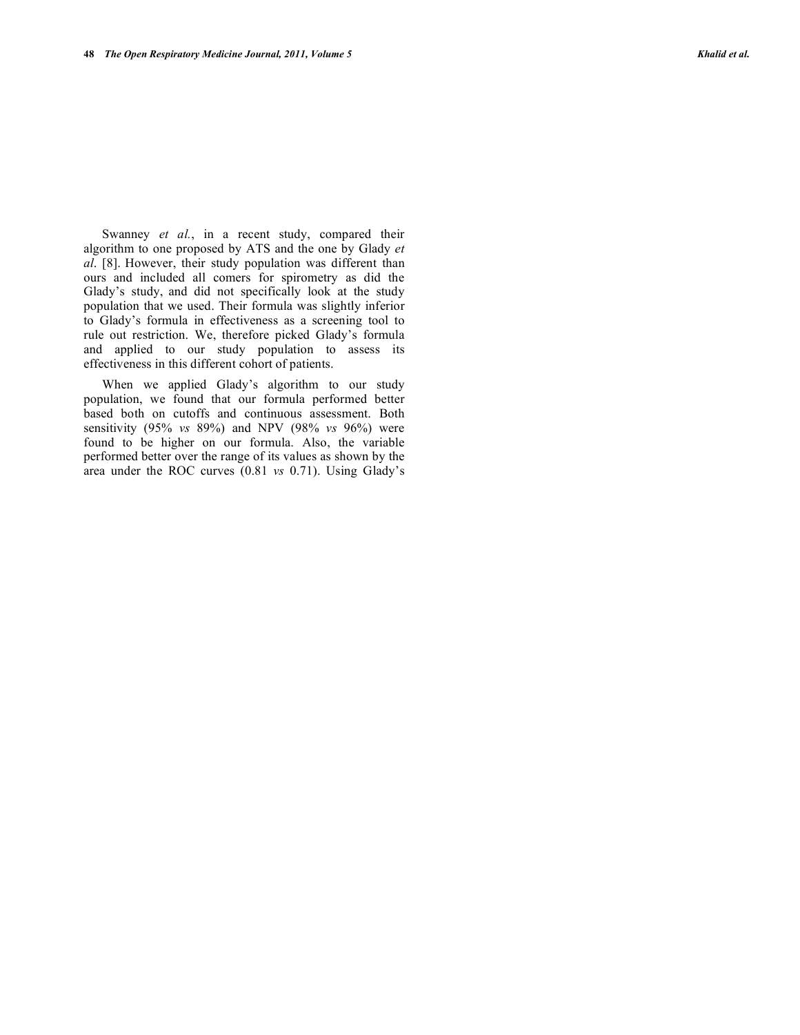Swanney *et al.*, in a recent study, compared their algorithm to one proposed by ATS and the one by Glady *et al*. [8]. However, their study population was different than ours and included all comers for spirometry as did the Glady's study, and did not specifically look at the study population that we used. Their formula was slightly inferior to Glady's formula in effectiveness as a screening tool to rule out restriction. We, therefore picked Glady's formula and applied to our study population to assess its effectiveness in this different cohort of patients.

When we applied Glady's algorithm to our study population, we found that our formula performed better based both on cutoffs and continuous assessment. Both sensitivity (95% *vs* 89%) and NPV (98% *vs* 96%) were found to be higher on our formula. Also, the variable performed better over the range of its values as shown by the area under the ROC curves (0.81 *vs* 0.71). Using Glady's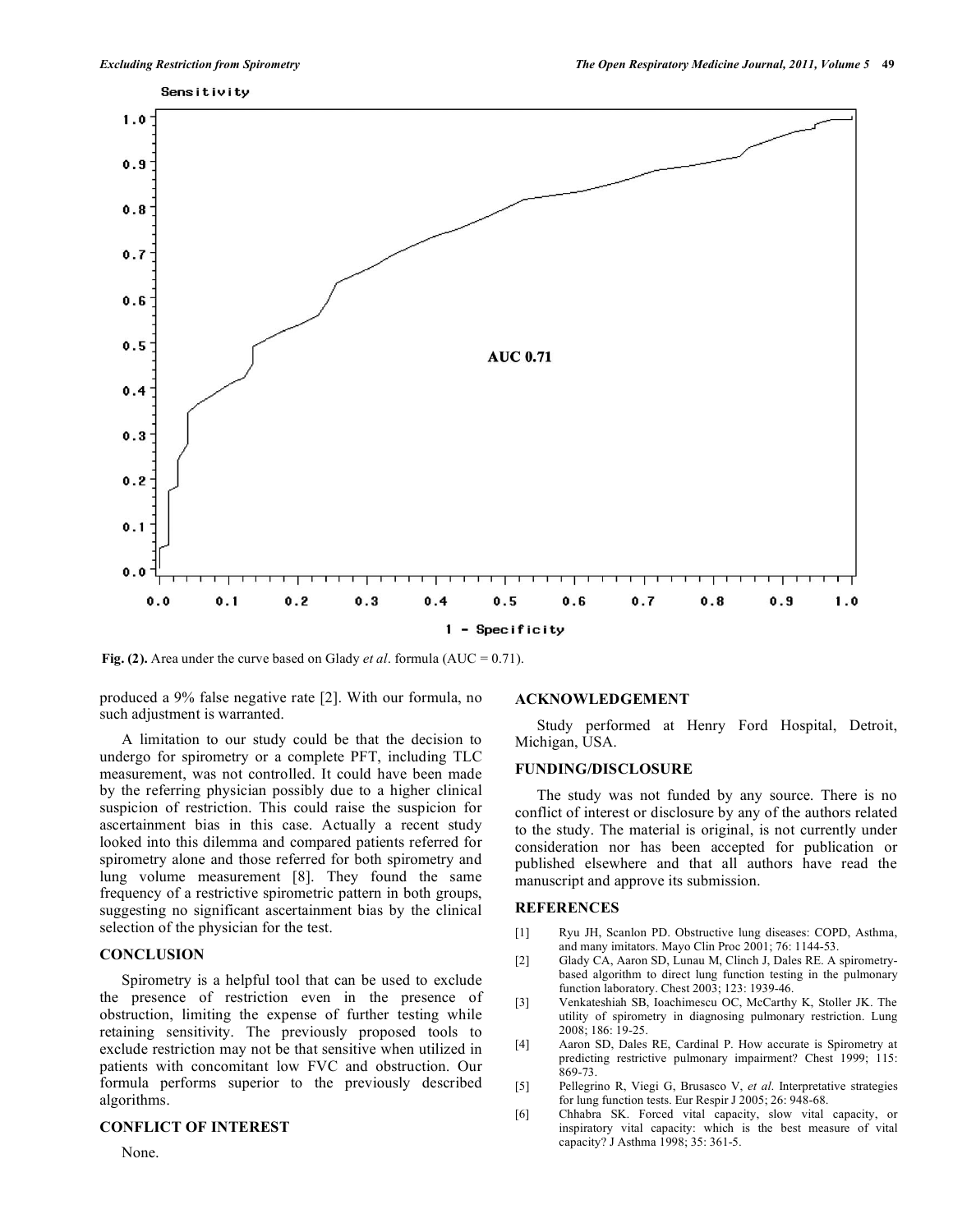Fig. (2). Area under the curve based on Glady *et al*. formula (AUC = 0.71).

produced a 9% false negative rate [2]. With our formula, no such adjustment is warranted.

A limitation to our study could be that the decision to undergo for spirometry or a complete PFT, including TLC measurement, was not controlled. It could have been made by the referring physician possibly due to a higher clinical suspicion of restriction. This could raise the suspicion for ascertainment bias in this case. Actually a recent study looked into this dilemma and compared patients referred for spirometry alone and those referred for both spirometry and lung volume measurement [8]. They found the same frequency of a restrictive spirometric pattern in both groups, suggesting no significant ascertainment bias by the clinical selection of the physician for the test.

## CONCLUSION

Spirometry is a helpful tool that can be used to exclude the presence of restriction even in the presence of obstruction, limiting the expense of further testing while retaining sensitivity. The previously proposed tools to exclude restriction may not be that sensitive when utilized in patients with concomitant low FVC and obstruction. Our formula performs superior to the previously described algorithms.

## CONFLICT OF INTEREST

None.

## ACKNOWLEDGEMENT

Study performed at Henry Ford Hospital, Detroit, Michigan, USA.

## FUNDING/DISCLOSURE

The study was not funded by any source. There is no conflict of interest or disclosure by any of the authors related to the study. The material is original, is not currently under consideration nor has been accepted for publication or published elsewhere and that all authors have read the manuscript and approve its submission.

## REFERENCES

[1] Ryu JH, Scanlon PD. Obstructive lung diseases: COPD, Asthma, and many imitators. Mayo Clin Proc 2001; 76: 1144-53.

[2] Glady CA, Aaron SD, Lunau M, Clinch J, Dales RE. A spirometry-based algorithm to direct lung function testing in the pulmonary function laboratory. Chest 2003; 123: 1939-46.

[3] Venkateshiah SB, Ioachimescu OC, McCarthy K, Stoller JK. The utility of spirometry in diagnosing pulmonary restriction. Lung 2008; 186: 19-25.

[4] Aaron SD, Dales RE, Cardinal P. How accurate is Spirometry at predicting restrictive pulmonary impairment? Chest 1999; 115: 869-73.

[5] Pellegrino R, Viegi G, Brusasco V, *et al*. Interpretative strategies for lung function tests. Eur Respir J 2005; 26: 948-68.

[6] Chhabra SK. Forced vital capacity, slow vital capacity, or inspiratory vital capacity: which is the best measure of vital capacity? J Asthma 1998; 35: 361-5.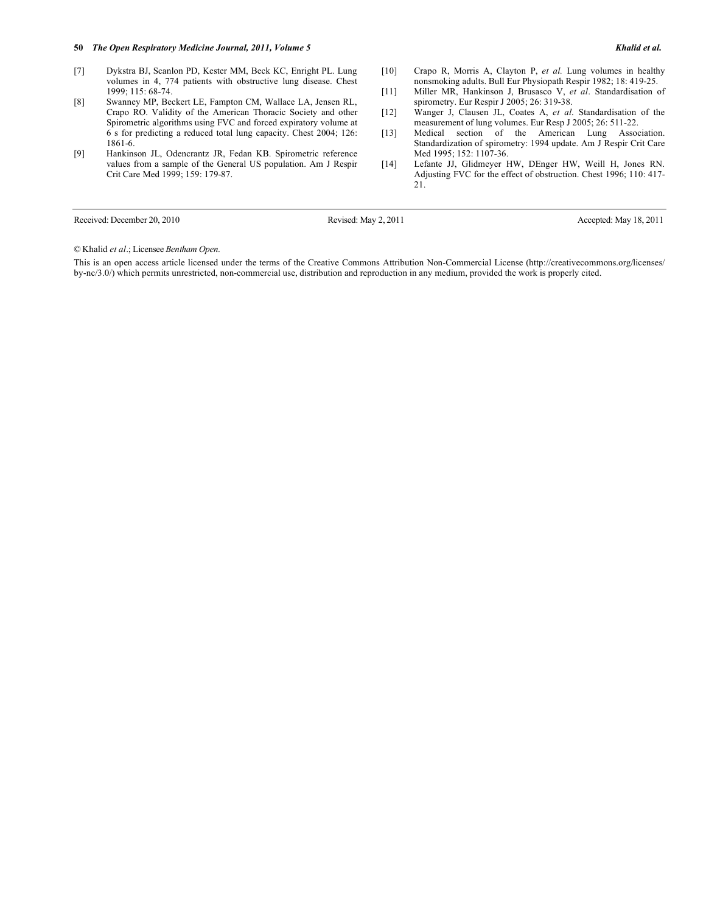[7] Dykstra BJ, Scanlon PD, Kester MM, Beck KC, Enright PL. Lung volumes in 4, 774 patients with obstructive lung disease. Chest 1999; 115: 68-74.

[8] Swanney MP, Beckert LE, Fampton CM, Wallace LA, Jensen RL, Crapo RO. Validity of the American Thoracic Society and other Spirometric algorithms using FVC and forced expiratory volume at 6 s for predicting a reduced total lung capacity. Chest 2004; 126: 1861-6.

[9] Hankinson JL, Odencrantz JR, Fedan KB. Spirometric reference values from a sample of the General US population. Am J Respir Crit Care Med 1999; 159: 179-87.

[10] Crapo R, Morris A, Clayton P, *et al.* Lung volumes in healthy nonsmoking adults. Bull Eur Physiopath Respir 1982; 18: 419-25.

[11] Miller MR, Hankinson J, Brusasco V, *et al*. Standardisation of spirometry. Eur Respir J 2005; 26: 319-38.

[12] Wanger J, Clausen JL, Coates A, *et al*. Standardisation of the measurement of lung volumes. Eur Resp J 2005; 26: 511-22.

[13] Medical section of the American Lung Association. Standardization of spirometry: 1994 update. Am J Respir Crit Care Med 1995; 152: 1107-36.

[14] Lefante JJ, Glidmeyer HW, DEnger HW, Weill H, Jones RN. Adjusting FVC for the effect of obstruction. Chest 1996; 110: 417-21.

Received: December 20, 2010 Revised: May 2, 2011 Accepted: May 18, 2011

© Khalid *et al*.; Licensee *Bentham Open.*

This is an open access article licensed under the terms of the Creative Commons Attribution Non-Commercial License (http://creativecommons.org/licenses/by-nc/3.0/) which permits unrestricted, non-commercial use, distribution and reproduction in any medium, provided the work is properly cited.